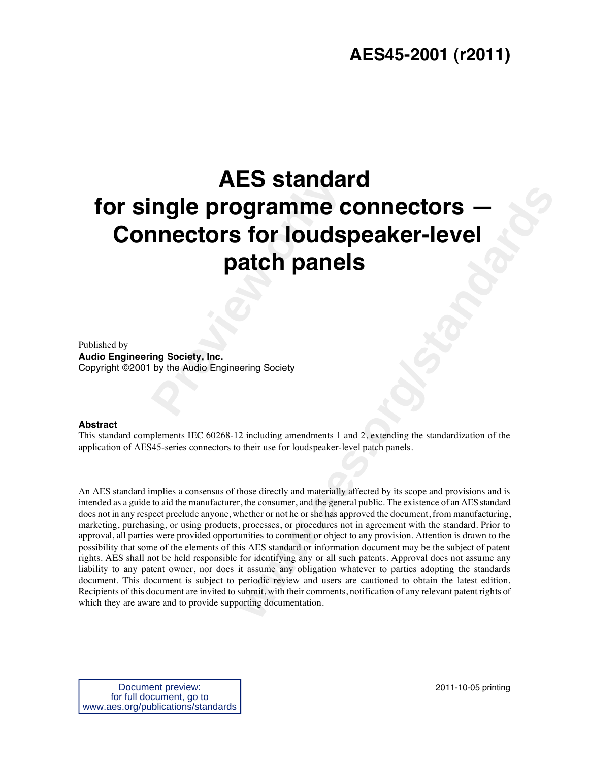**AES45-2001 (r2011)**

# AES standard for single programme connectors — Connectors for loudspeaker-level patch panels

Published by
**Audio Engineering Society, Inc.**
Copyright ©2001 by the Audio Engineering Society

**Abstract**

This standard complements IEC 60268-12 including amendments 1 and 2, extending the standardization of the application of AES45-series connectors to their use for loudspeaker-level patch panels.

An AES standard implies a consensus of those directly and materially affected by its scope and provisions and is intended as a guide to aid the manufacturer, the consumer, and the general public. The existence of an AES standard does not in any respect preclude anyone, whether or not he or she has approved the document, from manufacturing, marketing, purchasing, or using products, processes, or procedures not in agreement with the standard. Prior to approval, all parties were provided opportunities to comment or object to any provision. Attention is drawn to the possibility that some of the elements of this AES standard or information document may be the subject of patent rights. AES shall not be held responsible for identifying any or all such patents. Approval does not assume any liability to any patent owner, nor does it assume any obligation whatever to parties adopting the standards document. This document is subject to periodic review and users are cautioned to obtain the latest edition. Recipients of this document are invited to submit, with their comments, notification of any relevant patent rights of which they are aware and to provide supporting documentation.

Document preview:
for full document, go to
www.aes.org/publications/standards

2011-10-05 printing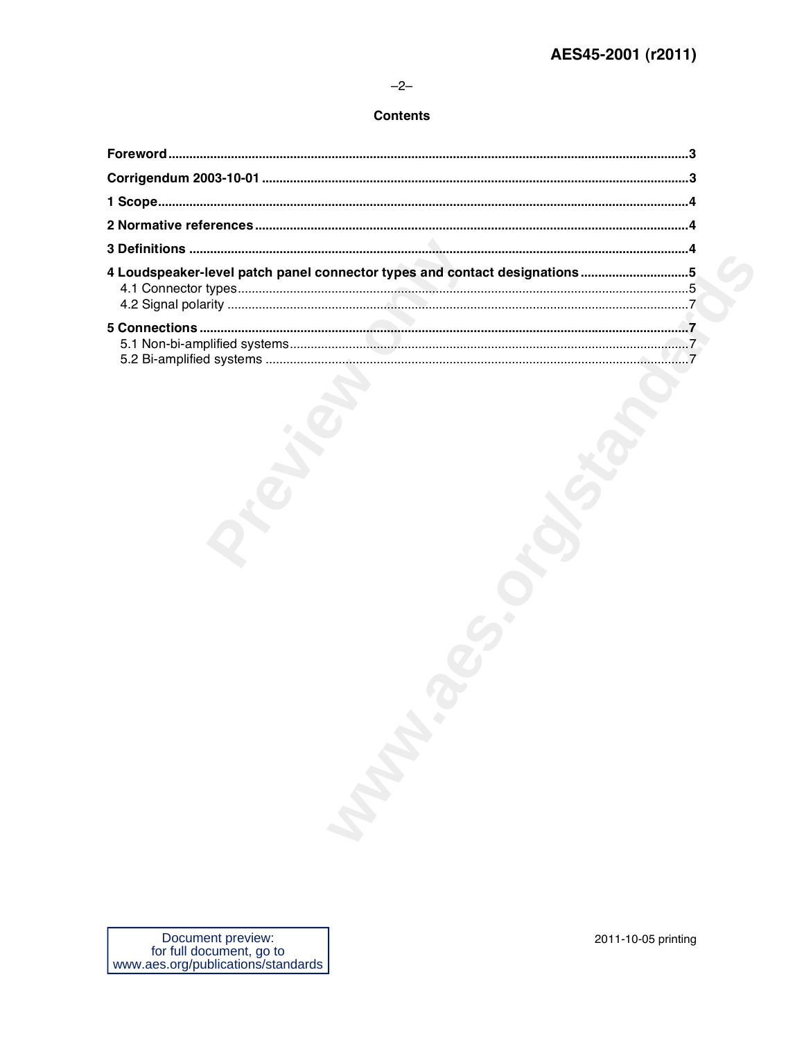## Contents

**Foreword** .......... 3

**Corrigendum 2003-10-01** .......... 3

**1 Scope** .......... 4

**2 Normative references** .......... 4

**3 Definitions** .......... 4

**4 Loudspeaker-level patch panel connector types and contact designations** .......... 5

- 4.1 Connector types .......... 5
- 4.2 Signal polarity .......... 7

**5 Connections** .......... 7

- 5.1 Non-bi-amplified systems .......... 7
- 5.2 Bi-amplified systems .......... 7

Document preview:
for full document, go to
www.aes.org/publications/standards

2011-10-05 printing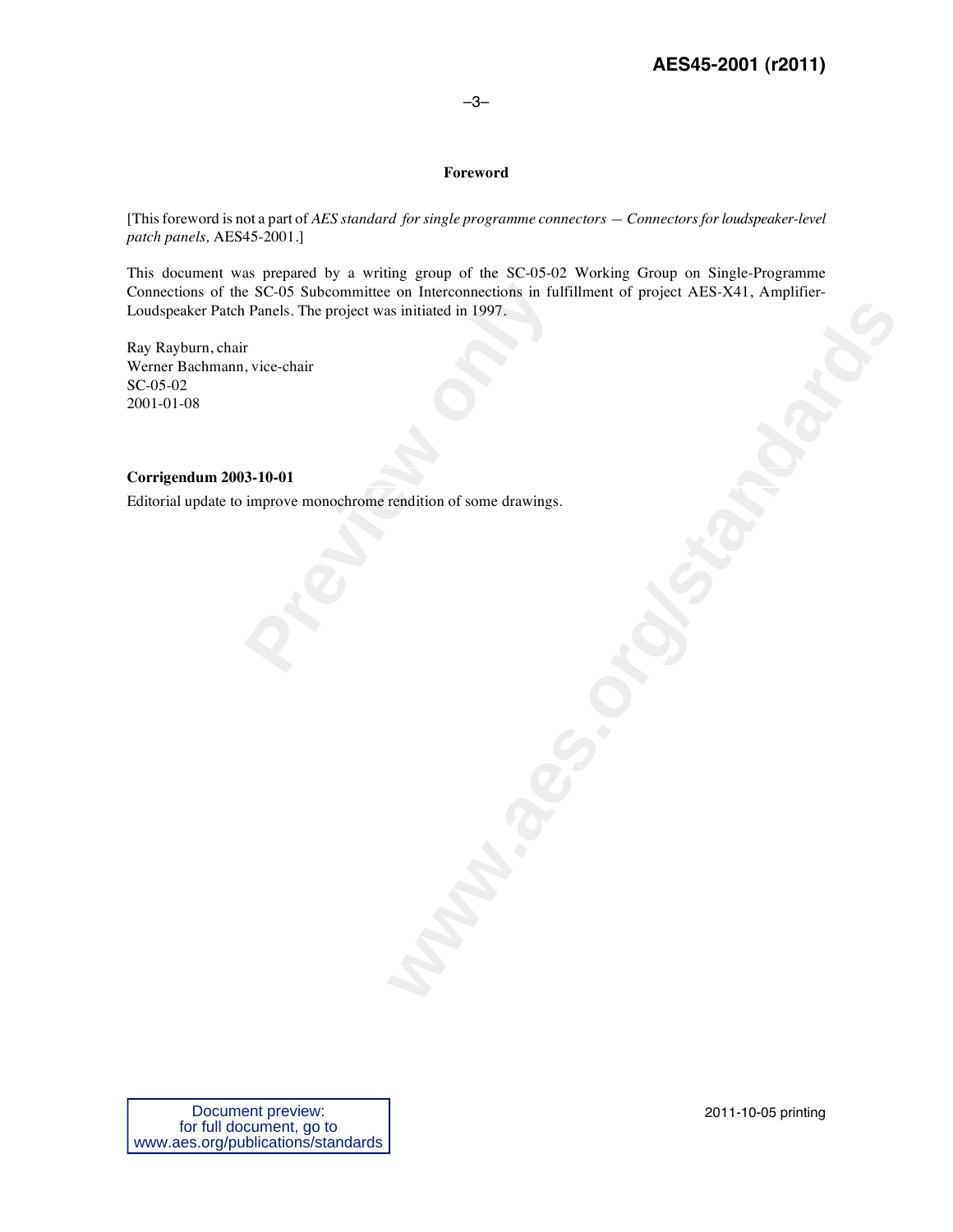# Foreword

[This foreword is not a part of *AES standard for single programme connectors — Connectors for loudspeaker-level patch panels,* AES45-2001.]

This document was prepared by a writing group of the SC-05-02 Working Group on Single-Programme Connections of the SC-05 Subcommittee on Interconnections in fulfillment of project AES-X41, Amplifier-Loudspeaker Patch Panels. The project was initiated in 1997.

Ray Rayburn, chair
Werner Bachmann, vice-chair
SC-05-02
2001-01-08

**Corrigendum 2003-10-01**

Editorial update to improve monochrome rendition of some drawings.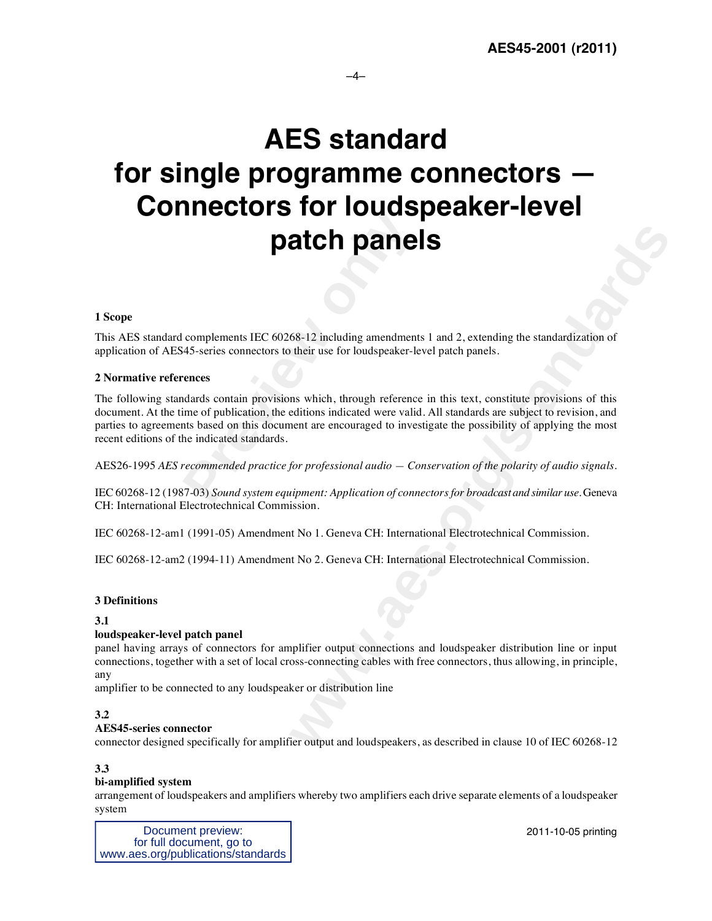// AES standard
# for single programme connectors — Connectors for loudspeaker-level patch panels

## 1 Scope

This AES standard complements IEC 60268-12 including amendments 1 and 2, extending the standardization of application of AES45-series connectors to their use for loudspeaker-level patch panels.

## 2 Normative references

The following standards contain provisions which, through reference in this text, constitute provisions of this document. At the time of publication, the editions indicated were valid. All standards are subject to revision, and parties to agreements based on this document are encouraged to investigate the possibility of applying the most recent editions of the indicated standards.

AES26-1995 *AES recommended practice for professional audio — Conservation of the polarity of audio signals.*

IEC 60268-12 (1987-03) *Sound system equipment: Application of connectors for broadcast and similar use.* Geneva CH: International Electrotechnical Commission.

IEC 60268-12-am1 (1991-05) Amendment No 1. Geneva CH: International Electrotechnical Commission.

IEC 60268-12-am2 (1994-11) Amendment No 2. Geneva CH: International Electrotechnical Commission.

## 3 Definitions

### 3.1
**loudspeaker-level patch panel**
panel having arrays of connectors for amplifier output connections and loudspeaker distribution line or input connections, together with a set of local cross-connecting cables with free connectors, thus allowing, in principle, any amplifier to be connected to any loudspeaker or distribution line

### 3.2
**AES45-series connector**
connector designed specifically for amplifier output and loudspeakers, as described in clause 10 of IEC 60268-12

### 3.3
**bi-amplified system**
arrangement of loudspeakers and amplifiers whereby two amplifiers each drive separate elements of a loudspeaker system

Document preview:
for full document, go to
www.aes.org/publications/standards